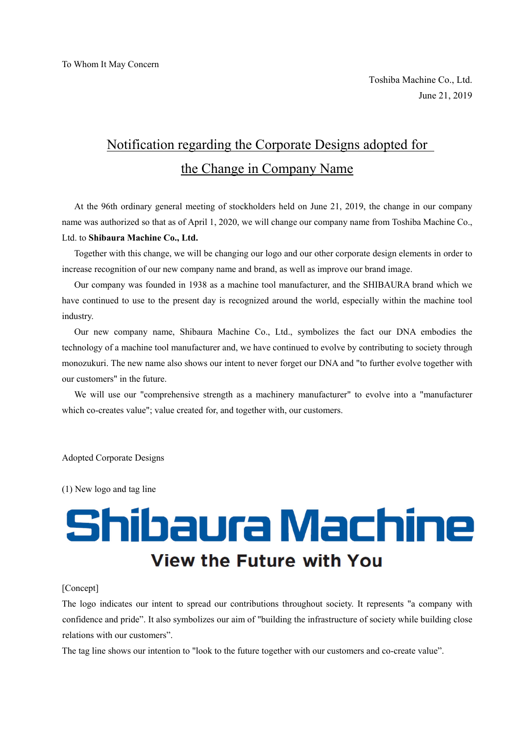To Whom It May Concern

Toshiba Machine Co., Ltd.
June 21, 2019

# Notification regarding the Corporate Designs adopted for the Change in Company Name

At the 96th ordinary general meeting of stockholders held on June 21, 2019, the change in our company name was authorized so that as of April 1, 2020, we will change our company name from Toshiba Machine Co., Ltd. to **Shibaura Machine Co., Ltd.**

Together with this change, we will be changing our logo and our other corporate design elements in order to increase recognition of our new company name and brand, as well as improve our brand image.

Our company was founded in 1938 as a machine tool manufacturer, and the SHIBAURA brand which we have continued to use to the present day is recognized around the world, especially within the machine tool industry.

Our new company name, Shibaura Machine Co., Ltd., symbolizes the fact our DNA embodies the technology of a machine tool manufacturer and, we have continued to evolve by contributing to society through monozukuri. The new name also shows our intent to never forget our DNA and "to further evolve together with our customers" in the future.

We will use our "comprehensive strength as a machinery manufacturer" to evolve into a "manufacturer which co-creates value"; value created for, and together with, our customers.

Adopted Corporate Designs

(1) New logo and tag line

**Shibaura Machine**

**View the Future with You**

[Concept]
The logo indicates our intent to spread our contributions throughout society. It represents "a company with confidence and pride". It also symbolizes our aim of "building the infrastructure of society while building close relations with our customers".
The tag line shows our intention to "look to the future together with our customers and co-create value".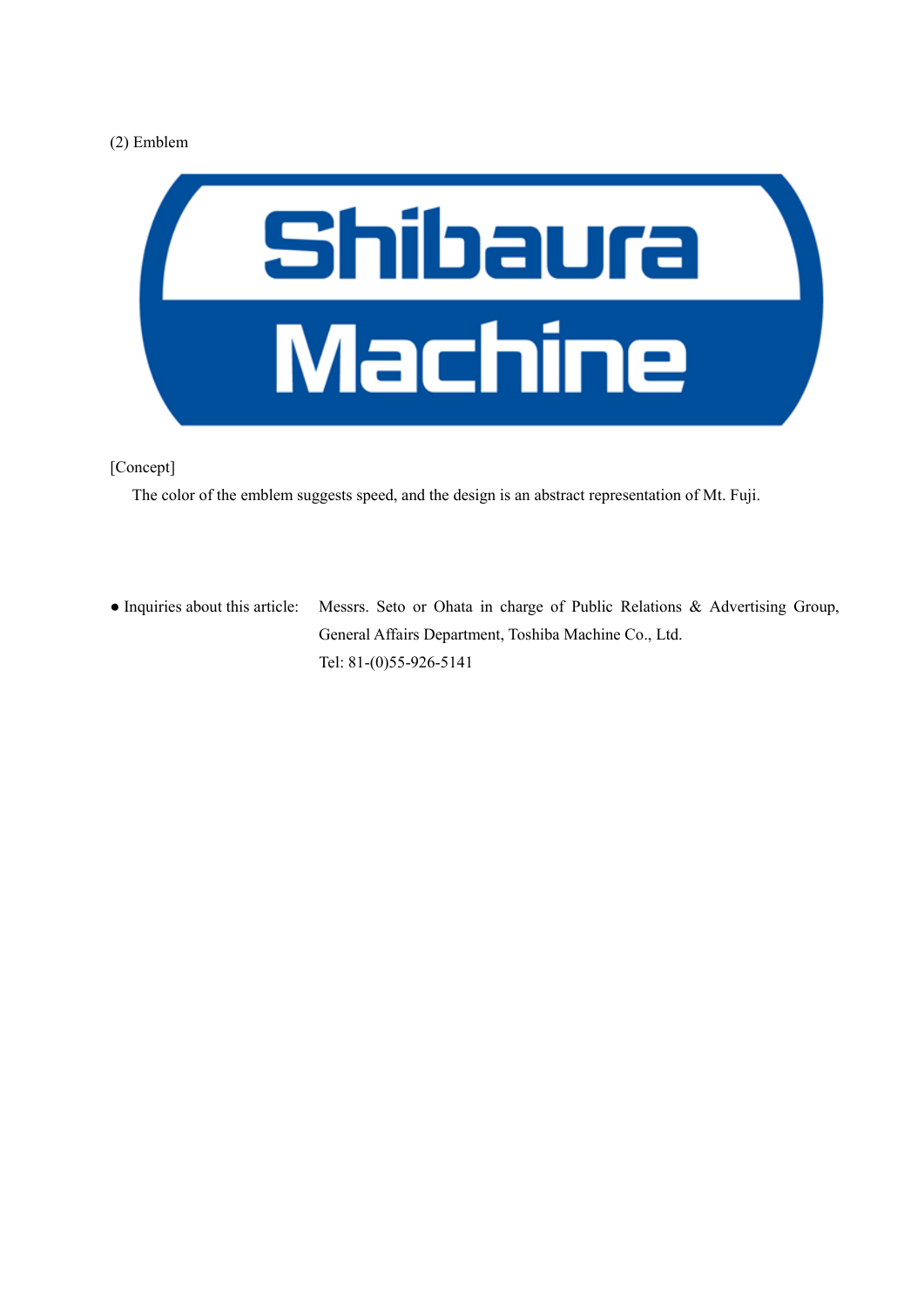(2) Emblem

[Concept]

The color of the emblem suggests speed, and the design is an abstract representation of Mt. Fuji.

● Inquiries about this article: Messrs. Seto or Ohata in charge of Public Relations & Advertising Group, General Affairs Department, Toshiba Machine Co., Ltd.
Tel: 81-(0)55-926-5141